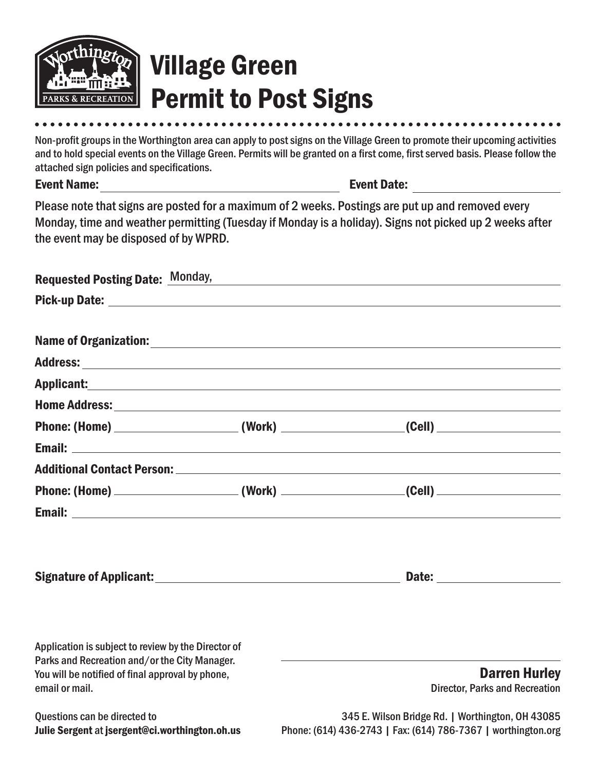# Village Green Permit to Post Signs

Non-profit groups in the Worthington area can apply to post signs on the Village Green to promote their upcoming activities and to hold special events on the Village Green. Permits will be granted on a first come, first served basis. Please follow the attached sign policies and specifications.

**Event Name:** ______________________ **Event Date:** ______________

Please note that signs are posted for a maximum of 2 weeks. Postings are put up and removed every Monday, time and weather permitting (Tuesday if Monday is a holiday). Signs not picked up 2 weeks after the event may be disposed of by WPRD.

**Requested Posting Date:** Monday, ______________________

**Pick-up Date:** ______________________

**Name of Organization:** ______________________

**Address:** ______________________

**Applicant:** ______________________

**Home Address:** ______________________

**Phone: (Home)** ______________ **(Work)** ______________ **(Cell)** ______________

**Email:** ______________________

**Additional Contact Person:** ______________________

**Phone: (Home)** ______________ **(Work)** ______________ **(Cell)** ______________

**Email:** ______________________

**Signature of Applicant:** ______________________ **Date:** ______________

Application is subject to review by the Director of Parks and Recreation and/or the City Manager. You will be notified of final approval by phone, email or mail.

______________________

**Darren Hurley**
Director, Parks and Recreation

Questions can be directed to **Julie Sergent** at **jsergent@ci.worthington.oh.us**

345 E. Wilson Bridge Rd. | Worthington, OH 43085
Phone: (614) 436-2743 | Fax: (614) 786-7367 | worthington.org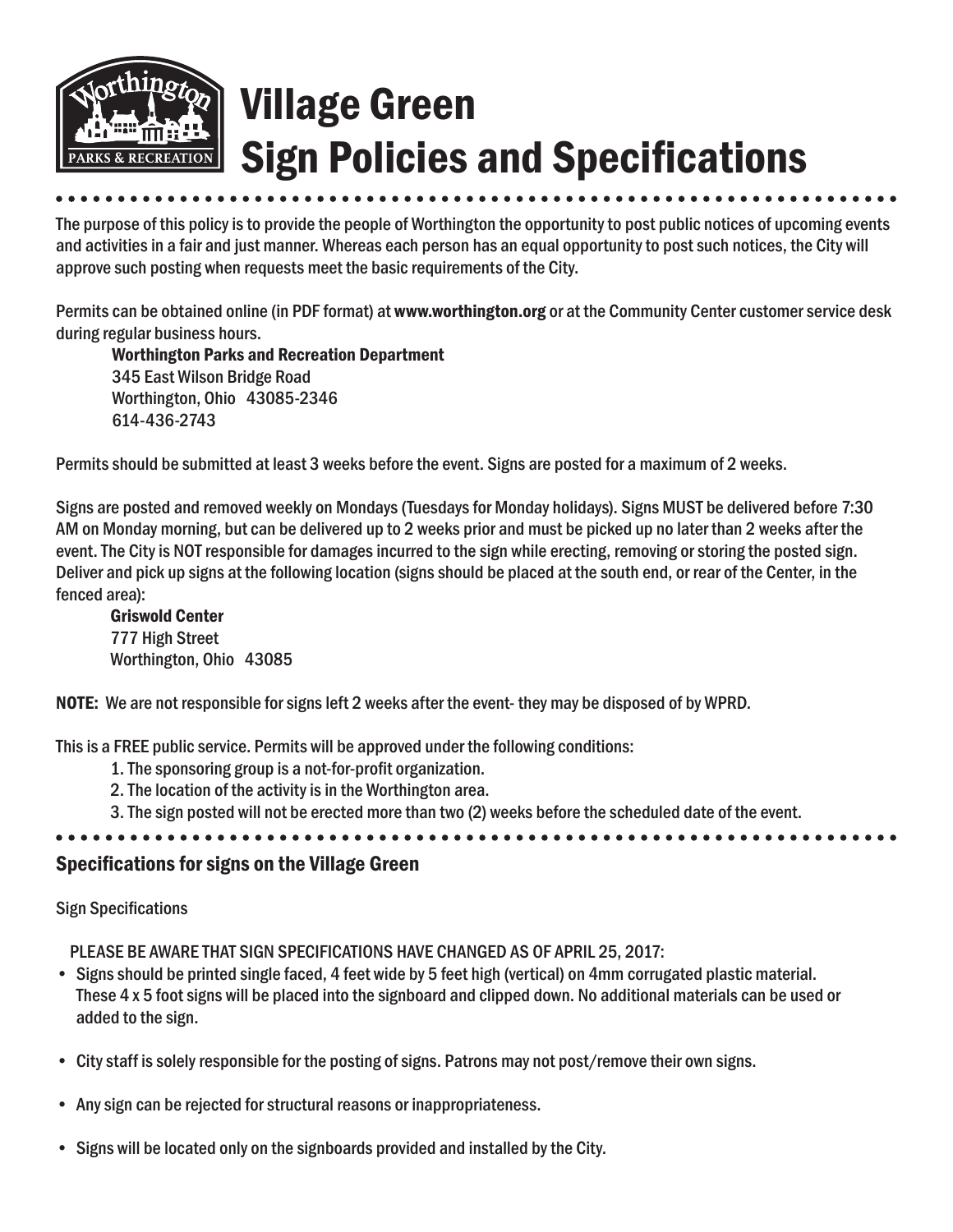# Village Green Sign Policies and Specifications

The purpose of this policy is to provide the people of Worthington the opportunity to post public notices of upcoming events and activities in a fair and just manner. Whereas each person has an equal opportunity to post such notices, the City will approve such posting when requests meet the basic requirements of the City.

Permits can be obtained online (in PDF format) at **www.worthington.org** or at the Community Center customer service desk during regular business hours.

> **Worthington Parks and Recreation Department**
> 345 East Wilson Bridge Road
> Worthington, Ohio 43085-2346
> 614-436-2743

Permits should be submitted at least 3 weeks before the event. Signs are posted for a maximum of 2 weeks.

Signs are posted and removed weekly on Mondays (Tuesdays for Monday holidays). Signs MUST be delivered before 7:30 AM on Monday morning, but can be delivered up to 2 weeks prior and must be picked up no later than 2 weeks after the event. The City is NOT responsible for damages incurred to the sign while erecting, removing or storing the posted sign. Deliver and pick up signs at the following location (signs should be placed at the south end, or rear of the Center, in the fenced area):

> **Griswold Center**
> 777 High Street
> Worthington, Ohio 43085

**NOTE:** We are not responsible for signs left 2 weeks after the event- they may be disposed of by WPRD.

This is a FREE public service. Permits will be approved under the following conditions:

1. The sponsoring group is a not-for-profit organization.
2. The location of the activity is in the Worthington area.
3. The sign posted will not be erected more than two (2) weeks before the scheduled date of the event.

## Specifications for signs on the Village Green

Sign Specifications

PLEASE BE AWARE THAT SIGN SPECIFICATIONS HAVE CHANGED AS OF APRIL 25, 2017:

- Signs should be printed single faced, 4 feet wide by 5 feet high (vertical) on 4mm corrugated plastic material. These 4 x 5 foot signs will be placed into the signboard and clipped down. No additional materials can be used or added to the sign.
- City staff is solely responsible for the posting of signs. Patrons may not post/remove their own signs.
- Any sign can be rejected for structural reasons or inappropriateness.
- Signs will be located only on the signboards provided and installed by the City.